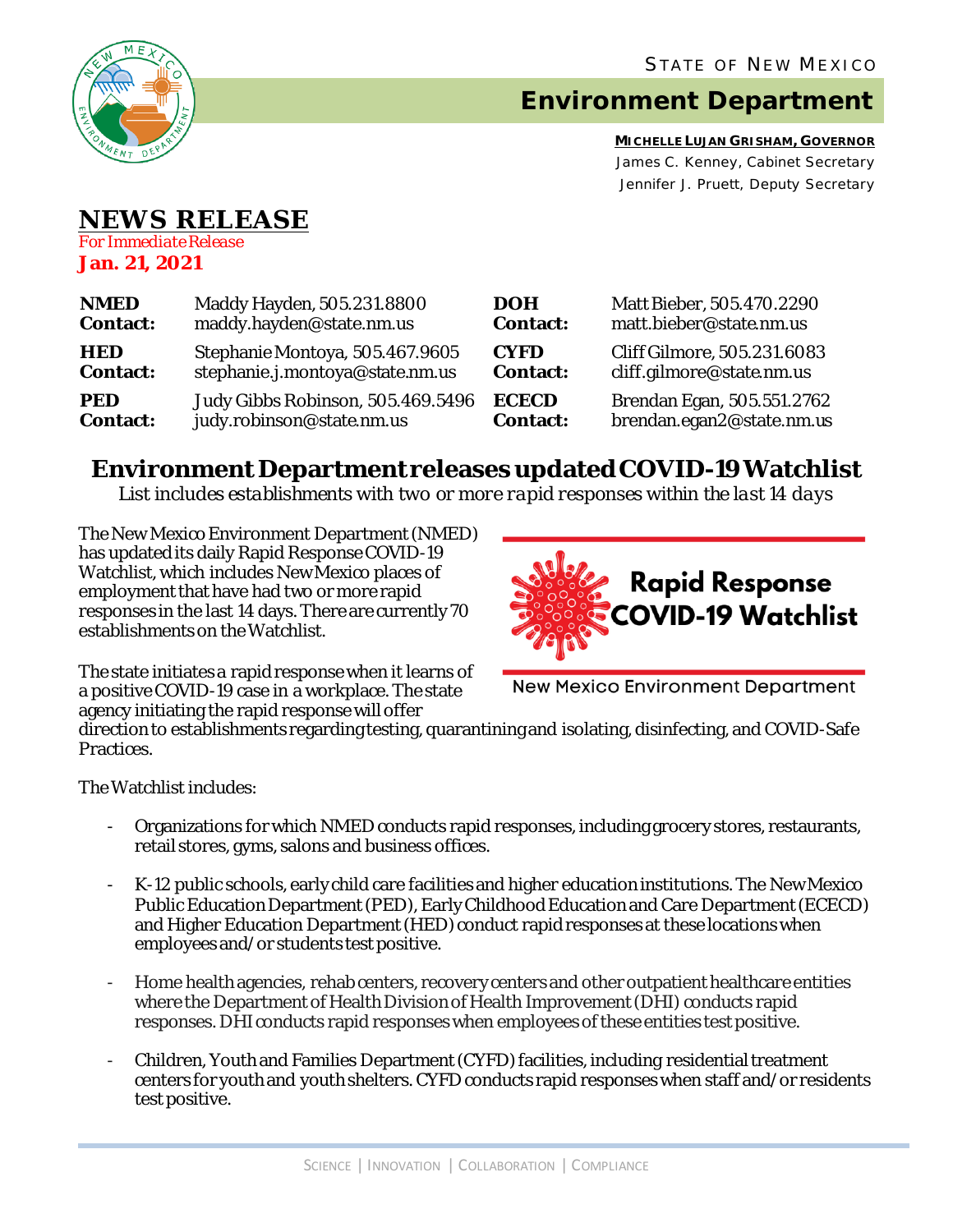STATE OF NEW MEXICO

# Environment Department

**MICHELLE LUJAN GRISHAM, GOVERNOR**
James C. Kenney, Cabinet Secretary
Jennifer J. Pruett, Deputy Secretary

## NEWS RELEASE

*For Immediate Release*
**Jan. 21, 2021**

| | | | |
|---|---|---|---|
| **NMED Contact:** | Maddy Hayden, 505.231.8800 maddy.hayden@state.nm.us | **DOH Contact:** | Matt Bieber, 505.470.2290 matt.bieber@state.nm.us |
| **HED Contact:** | Stephanie Montoya, 505.467.9605 stephanie.j.montoya@state.nm.us | **CYFD Contact:** | Cliff Gilmore, 505.231.6083 cliff.gilmore@state.nm.us |
| **PED Contact:** | Judy Gibbs Robinson, 505.469.5496 judy.robinson@state.nm.us | **ECECD Contact:** | Brendan Egan, 505.551.2762 brendan.egan2@state.nm.us |

## Environment Department releases updated COVID-19 Watchlist

*List includes establishments with two or more rapid responses within the last 14 days*

The New Mexico Environment Department (NMED) has updated its daily Rapid Response COVID-19 Watchlist, which includes New Mexico places of employment that have had two or more rapid responses in the last 14 days. There are currently 70 establishments on the Watchlist.

Rapid Response COVID-19 Watchlist

New Mexico Environment Department

The state initiates a rapid response when it learns of a positive COVID-19 case in a workplace. The state agency initiating the rapid response will offer direction to establishments regarding testing, quarantining and isolating, disinfecting, and COVID-Safe Practices.

The Watchlist includes:

- Organizations for which NMED conducts rapid responses, including grocery stores, restaurants, retail stores, gyms, salons and business offices.
- K-12 public schools, early child care facilities and higher education institutions. The New Mexico Public Education Department (PED), Early Childhood Education and Care Department (ECECD) and Higher Education Department (HED) conduct rapid responses at these locations when employees and/or students test positive.
- Home health agencies, rehab centers, recovery centers and other outpatient healthcare entities where the Department of Health Division of Health Improvement (DHI) conducts rapid responses. DHI conducts rapid responses when employees of these entities test positive.
- Children, Youth and Families Department (CYFD) facilities, including residential treatment centers for youth and youth shelters. CYFD conducts rapid responses when staff and/or residents test positive.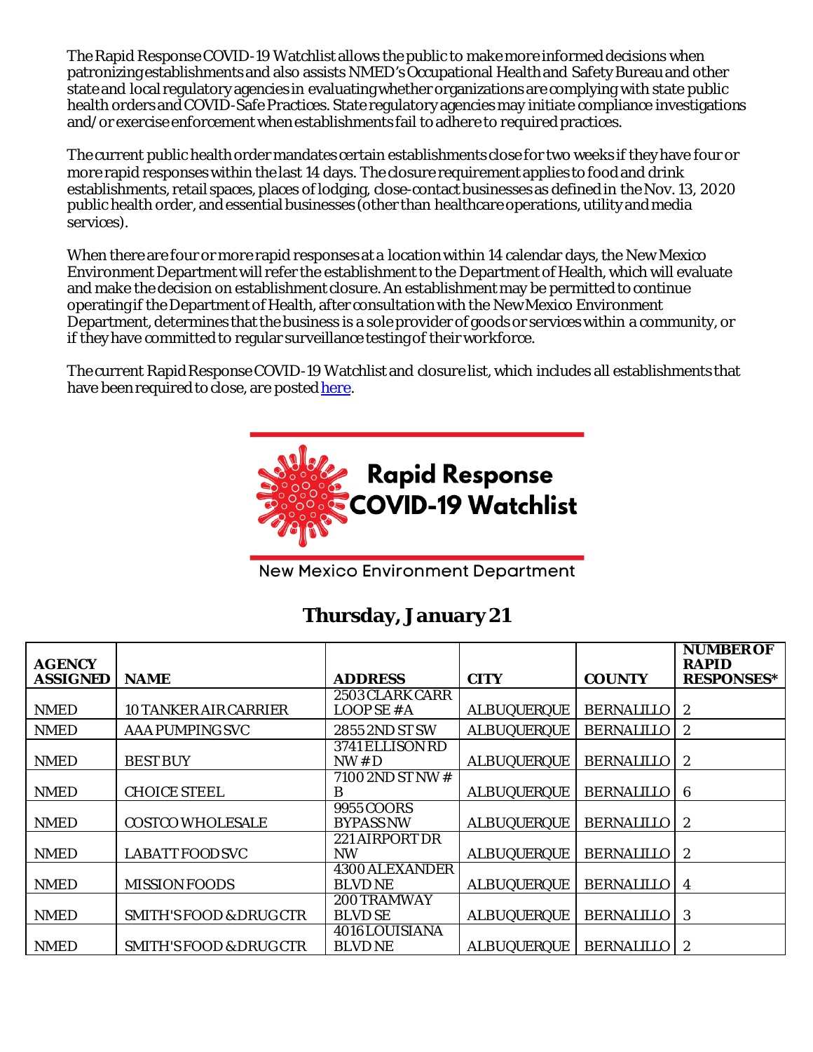The Rapid Response COVID-19 Watchlist allows the public to make more informed decisions when patronizing establishments and also assists NMED's Occupational Health and Safety Bureau and other state and local regulatory agencies in evaluating whether organizations are complying with state public health orders and COVID-Safe Practices. State regulatory agencies may initiate compliance investigations and/or exercise enforcement when establishments fail to adhere to required practices.

The current public health order mandates certain establishments close for two weeks if they have four or more rapid responses within the last 14 days. The closure requirement applies to food and drink establishments, retail spaces, places of lodging, close-contact businesses as defined in the Nov. 13, 2020 public health order, and essential businesses (other than healthcare operations, utility and media services).

When there are four or more rapid responses at a location within 14 calendar days, the New Mexico Environment Department will refer the establishment to the Department of Health, which will evaluate and make the decision on establishment closure. An establishment may be permitted to continue operating if the Department of Health, after consultation with the New Mexico Environment Department, determines that the business is a sole provider of goods or services within a community, or if they have committed to regular surveillance testing of their workforce.

The current Rapid Response COVID-19 Watchlist and closure list, which includes all establishments that have been required to close, are posted here.

**Rapid Response COVID-19 Watchlist**

New Mexico Environment Department

## Thursday, January 21

| AGENCY ASSIGNED | NAME | ADDRESS | CITY | COUNTY | NUMBER OF RAPID RESPONSES* |
|---|---|---|---|---|---|
| NMED | 10 TANKER AIR CARRIER | 2503 CLARK CARR LOOP SE #A | ALBUQUERQUE | BERNALILLO | 2 |
| NMED | AAA PUMPING SVC | 2855 2ND ST SW | ALBUQUERQUE | BERNALILLO | 2 |
| NMED | BEST BUY | 3741 ELLISON RD NW # D | ALBUQUERQUE | BERNALILLO | 2 |
| NMED | CHOICE STEEL | 7100 2ND ST NW # B | ALBUQUERQUE | BERNALILLO | 6 |
| NMED | COSTCO WHOLESALE | 9955 COORS BYPASS NW | ALBUQUERQUE | BERNALILLO | 2 |
| NMED | LABATT FOOD SVC | 221 AIRPORT DR NW | ALBUQUERQUE | BERNALILLO | 2 |
| NMED | MISSION FOODS | 4300 ALEXANDER BLVD NE | ALBUQUERQUE | BERNALILLO | 4 |
| NMED | SMITH'S FOOD & DRUG CTR | 200 TRAMWAY BLVD SE | ALBUQUERQUE | BERNALILLO | 3 |
| NMED | SMITH'S FOOD & DRUG CTR | 4016 LOUISIANA BLVD NE | ALBUQUERQUE | BERNALILLO | 2 |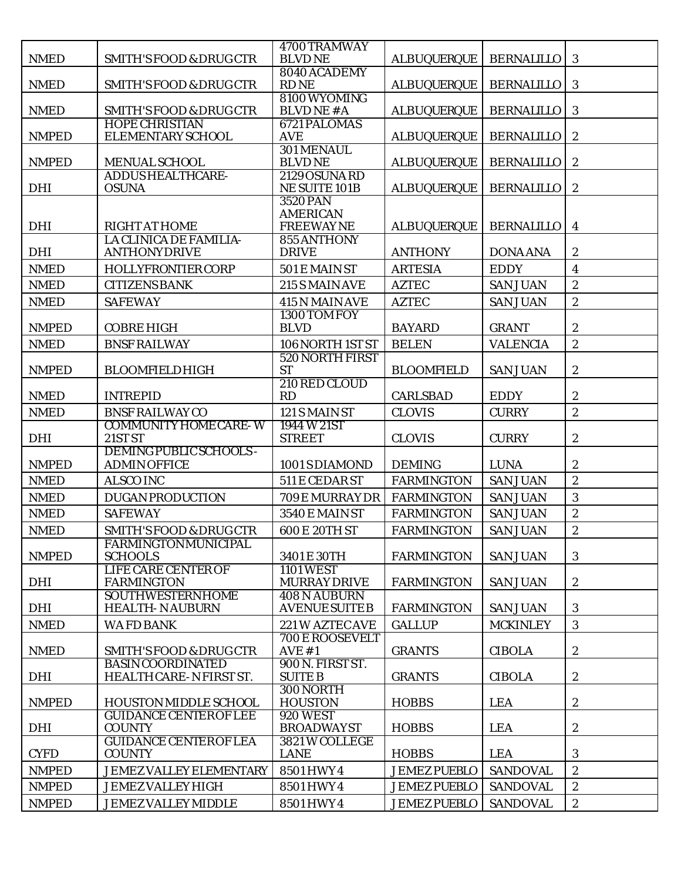| | | | | | |
|---|---|---|---|---|---|
| NMED | SMITH'S FOOD & DRUG CTR | 4700 TRAMWAY BLVD NE | ALBUQUERQUE | BERNALILLO | 3 |
| NMED | SMITH'S FOOD & DRUG CTR | 8040 ACADEMY RD NE | ALBUQUERQUE | BERNALILLO | 3 |
| NMED | SMITH'S FOOD & DRUG CTR | 8100 WYOMING BLVD NE #A | ALBUQUERQUE | BERNALILLO | 3 |
| NMPED | HOPE CHRISTIAN ELEMENTARY SCHOOL | 6721 PALOMAS AVE | ALBUQUERQUE | BERNALILLO | 2 |
| NMPED | MENUAL SCHOOL | 301 MENAUL BLVD NE | ALBUQUERQUE | BERNALILLO | 2 |
| DHI | ADDUS HEALTHCARE-OSUNA | 2129 OSUNA RD NE SUITE 101B | ALBUQUERQUE | BERNALILLO | 2 |
| DHI | RIGHT AT HOME | 3520 PAN AMERICAN FREEWAY NE | ALBUQUERQUE | BERNALILLO | 4 |
| DHI | LA CLINICA DE FAMILIA-ANTHONY DRIVE | 855 ANTHONY DRIVE | ANTHONY | DONA ANA | 2 |
| NMED | HOLLYFRONTIER CORP | 501 E MAIN ST | ARTESIA | EDDY | 4 |
| NMED | CITIZENS BANK | 215 S MAIN AVE | AZTEC | SAN JUAN | 2 |
| NMED | SAFEWAY | 415 N MAIN AVE | AZTEC | SAN JUAN | 2 |
| NMPED | COBRE HIGH | 1300 TOM FOY BLVD | BAYARD | GRANT | 2 |
| NMED | BNSF RAILWAY | 106 NORTH 1ST ST | BELEN | VALENCIA | 2 |
| NMPED | BLOOMFIELD HIGH | 520 NORTH FIRST ST | BLOOMFIELD | SAN JUAN | 2 |
| NMED | INTREPID | 210 RED CLOUD RD | CARLSBAD | EDDY | 2 |
| NMED | BNSF RAILWAY CO | 121 S MAIN ST | CLOVIS | CURRY | 2 |
| DHI | COMMUNITY HOME CARE- W 21ST ST | 1944 W 21ST STREET | CLOVIS | CURRY | 2 |
| NMPED | DEMING PUBLIC SCHOOLS - ADMIN OFFICE | 1001 S DIAMOND | DEMING | LUNA | 2 |
| NMED | ALSCO INC | 511 E CEDAR ST | FARMINGTON | SAN JUAN | 2 |
| NMED | DUGAN PRODUCTION | 709 E MURRAY DR | FARMINGTON | SAN JUAN | 3 |
| NMED | SAFEWAY | 3540 E MAIN ST | FARMINGTON | SAN JUAN | 2 |
| NMED | SMITH'S FOOD & DRUG CTR | 600 E 20TH ST | FARMINGTON | SAN JUAN | 2 |
| NMPED | FARMINGTON MUNICIPAL SCHOOLS | 3401 E 30TH | FARMINGTON | SAN JUAN | 3 |
| DHI | LIFE CARE CENTER OF FARMINGTON | 1101 WEST MURRAY DRIVE | FARMINGTON | SAN JUAN | 2 |
| DHI | SOUTHWESTERN HOME HEALTH- N AUBURN | 408 N AUBURN AVENUE SUITE B | FARMINGTON | SAN JUAN | 3 |
| NMED | WAFD BANK | 221 W AZTEC AVE | GALLUP | MCKINLEY | 3 |
| NMED | SMITH'S FOOD & DRUG CTR | 700 E ROOSEVELT AVE #1 | GRANTS | CIBOLA | 2 |
| DHI | BASIN COORDINATED HEALTH CARE- N FIRST ST. | 900 N. FIRST ST. SUITE B | GRANTS | CIBOLA | 2 |
| NMPED | HOUSTON MIDDLE SCHOOL | 300 NORTH HOUSTON | HOBBS | LEA | 2 |
| DHI | GUIDANCE CENTER OF LEE COUNTY | 920 WEST BROADWAY ST | HOBBS | LEA | 2 |
| CYFD | GUIDANCE CENTER OF LEA COUNTY | 3821 W COLLEGE LANE | HOBBS | LEA | 3 |
| NMPED | JEMEZ VALLEY ELEMENTARY | 8501 HWY 4 | JEMEZ PUEBLO | SANDOVAL | 2 |
| NMPED | JEMEZ VALLEY HIGH | 8501 HWY 4 | JEMEZ PUEBLO | SANDOVAL | 2 |
| NMPED | JEMEZ VALLEY MIDDLE | 8501 HWY 4 | JEMEZ PUEBLO | SANDOVAL | 2 |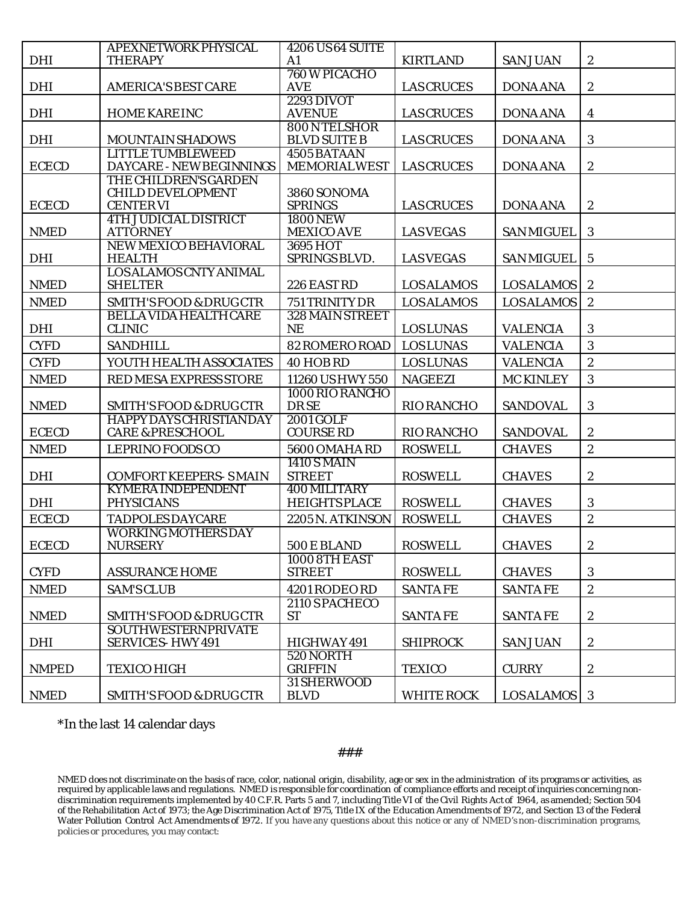| | | | | | |
|---|---|---|---|---|---|
| DHI | APEX NETWORK PHYSICAL THERAPY | 4206 US 64 SUITE A1 | KIRTLAND | SAN JUAN | 2 |
| DHI | AMERICA'S BEST CARE | 760 W PICACHO AVE | LAS CRUCES | DONA ANA | 2 |
| DHI | HOME KARE INC | 2293 DIVOT AVENUE | LAS CRUCES | DONA ANA | 4 |
| DHI | MOUNTAIN SHADOWS | 800 N TELSHOR BLVD SUITE B | LAS CRUCES | DONA ANA | 3 |
| ECECD | LITTLE TUMBLEWEED DAYCARE - NEW BEGINNINGS | 4505 BATAAN MEMORIAL WEST | LAS CRUCES | DONA ANA | 2 |
| ECECD | THE CHILDREN'S GARDEN CHILD DEVELOPMENT CENTER VI | 3860 SONOMA SPRINGS | LAS CRUCES | DONA ANA | 2 |
| NMED | 4TH JUDICIAL DISTRICT ATTORNEY | 1800 NEW MEXICO AVE | LAS VEGAS | SAN MIGUEL | 3 |
| DHI | NEW MEXICO BEHAVIORAL HEALTH | 3695 HOT SPRINGS BLVD. | LAS VEGAS | SAN MIGUEL | 5 |
| NMED | LOS ALAMOS CNTY ANIMAL SHELTER | 226 EAST RD | LOS ALAMOS | LOS ALAMOS | 2 |
| NMED | SMITH'S FOOD & DRUG CTR | 751 TRINITY DR | LOS ALAMOS | LOS ALAMOS | 2 |
| DHI | BELLA VIDA HEALTH CARE CLINIC | 328 MAIN STREET NE | LOS LUNAS | VALENCIA | 3 |
| CYFD | SANDHILL | 82 ROMERO ROAD | LOS LUNAS | VALENCIA | 3 |
| CYFD | YOUTH HEALTH ASSOCIATES | 40 HOB RD | LOS LUNAS | VALENCIA | 2 |
| NMED | RED MESA EXPRESS STORE | 11260 US HWY 550 | NAGEEZI | MC KINLEY | 3 |
| NMED | SMITH'S FOOD & DRUG CTR | 1000 RIO RANCHO DR SE | RIO RANCHO | SANDOVAL | 3 |
| ECECD | HAPPY DAYS CHRISTIAN DAY CARE & PRESCHOOL | 2001 GOLF COURSE RD | RIO RANCHO | SANDOVAL | 2 |
| NMED | LEPRINO FOODS CO | 5600 OMAHA RD | ROSWELL | CHAVES | 2 |
| DHI | COMFORT KEEPERS- S MAIN | 1410 S MAIN STREET | ROSWELL | CHAVES | 2 |
| DHI | KYMERA INDEPENDENT PHYSICIANS | 400 MILITARY HEIGHTS PLACE | ROSWELL | CHAVES | 3 |
| ECECD | TADPOLES DAYCARE | 2205 N. ATKINSON | ROSWELL | CHAVES | 2 |
| ECECD | WORKING MOTHERS DAY NURSERY | 500 E BLAND | ROSWELL | CHAVES | 2 |
| CYFD | ASSURANCE HOME | 1000 8TH EAST STREET | ROSWELL | CHAVES | 3 |
| NMED | SAM'S CLUB | 4201 RODEO RD | SANTA FE | SANTA FE | 2 |
| NMED | SMITH'S FOOD & DRUG CTR | 2110 S PACHECO ST | SANTA FE | SANTA FE | 2 |
| DHI | SOUTHWESTERN PRIVATE SERVICES- HWY 491 | HIGHWAY 491 | SHIPROCK | SAN JUAN | 2 |
| NMPED | TEXICO HIGH | 520 NORTH GRIFFIN | TEXICO | CURRY | 2 |
| NMED | SMITH'S FOOD & DRUG CTR | 31 SHERWOOD BLVD | WHITE ROCK | LOS ALAMOS | 3 |

*In the last 14 calendar days

###

NMED does not discriminate on the basis of race, color, national origin, disability, age or sex in the administration of its programs or activities, as required by applicable laws and regulations. NMED is responsible for coordination of compliance efforts and receipt of inquiries concerning non-discrimination requirements implemented by 40 C.F.R. Parts 5 and 7, including Title VI of the Civil Rights Act of 1964, as amended; Section 504 of the Rehabilitation Act of 1973; the Age Discrimination Act of 1975, Title IX of the Education Amendments of 1972, and Section 13 of the Federal Water Pollution Control Act Amendments of 1972. If you have any questions about this notice or any of NMED's non-discrimination programs, policies or procedures, you may contact: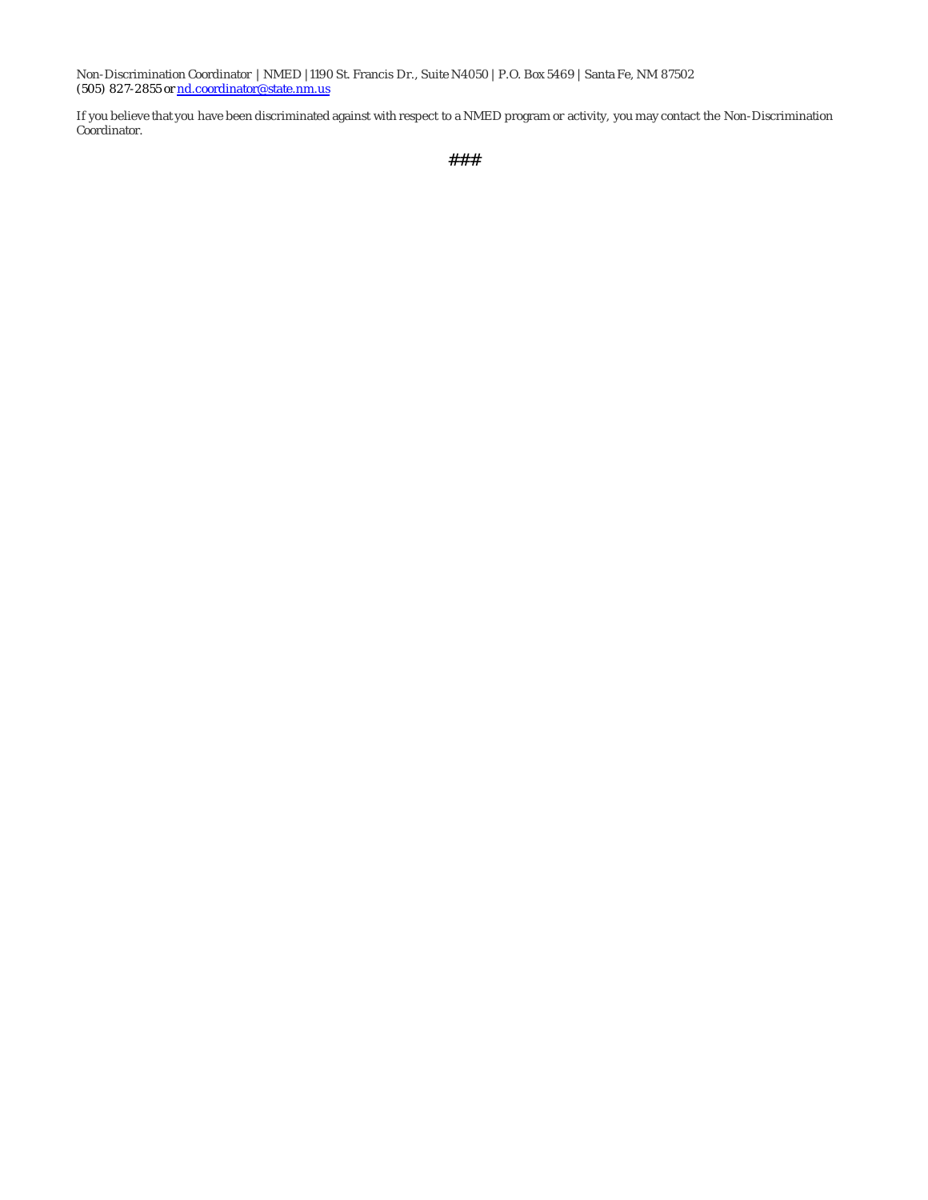Non-Discrimination Coordinator | NMED | 1190 St. Francis Dr., Suite N4050 | P.O. Box 5469 | Santa Fe, NM 87502
(505) 827-2855 or nd.coordinator@state.nm.us

If you believe that you have been discriminated against with respect to a NMED program or activity, you may contact the Non-Discrimination Coordinator.

###